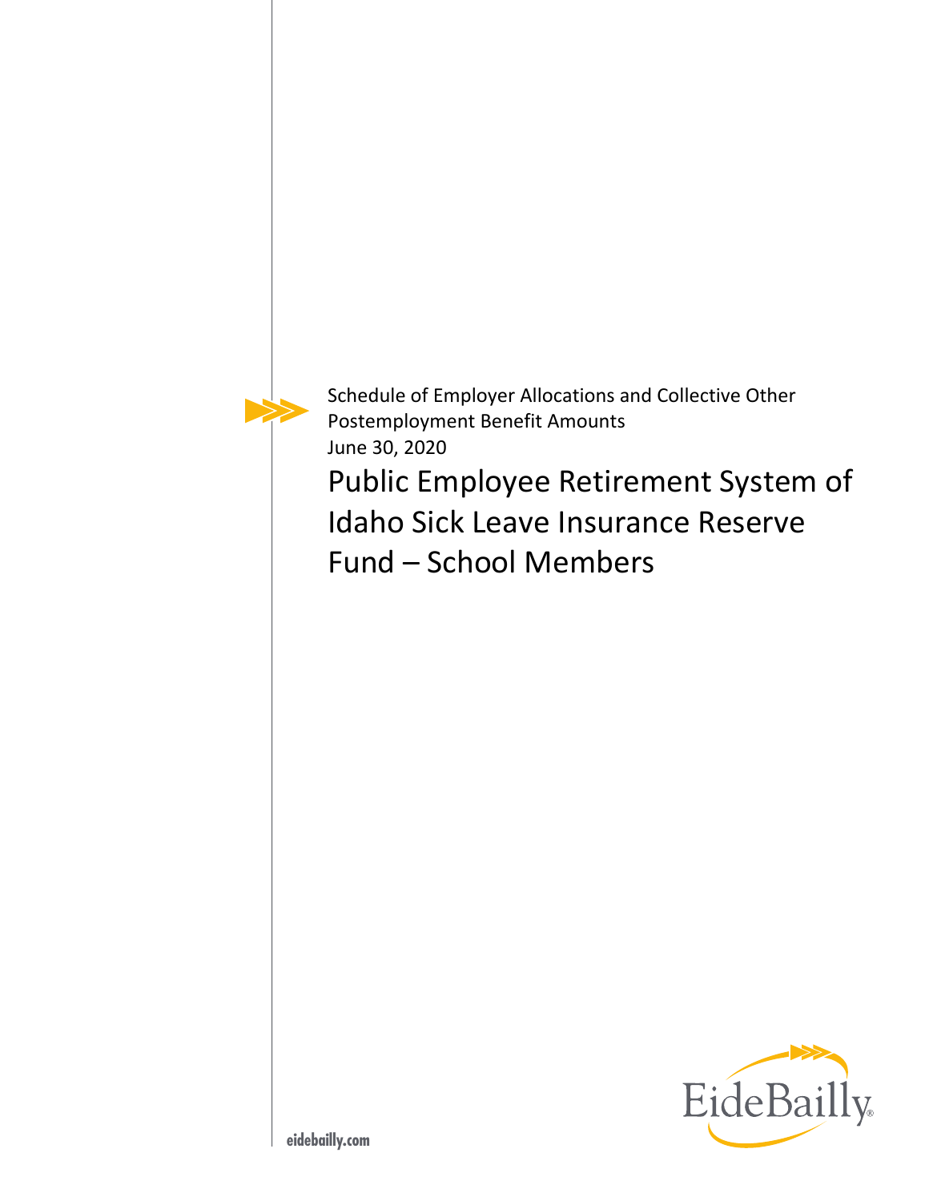Schedule of Employer Allocations and Collective Other Postemployment Benefit Amounts
June 30, 2020

# Public Employee Retirement System of Idaho Sick Leave Insurance Reserve Fund – School Members

eidebailly.com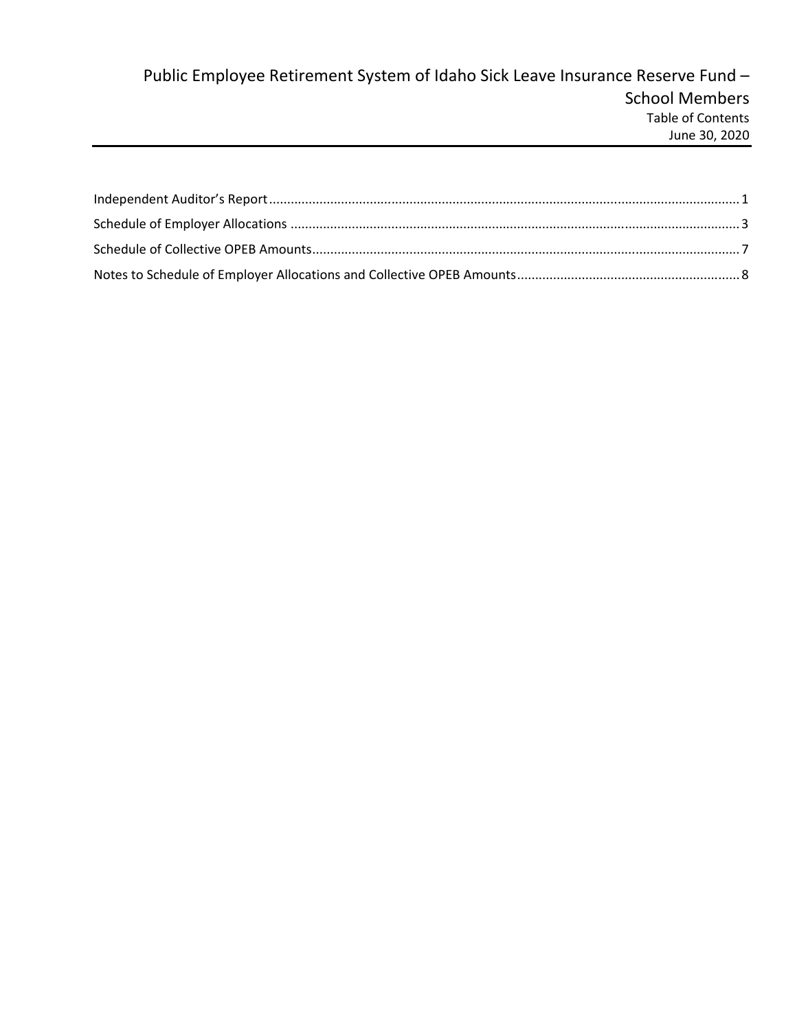# Public Employee Retirement System of Idaho Sick Leave Insurance Reserve Fund – School Members

Table of Contents
June 30, 2020

Independent Auditor's Report .......... 1

Schedule of Employer Allocations .......... 3

Schedule of Collective OPEB Amounts .......... 7

Notes to Schedule of Employer Allocations and Collective OPEB Amounts .......... 8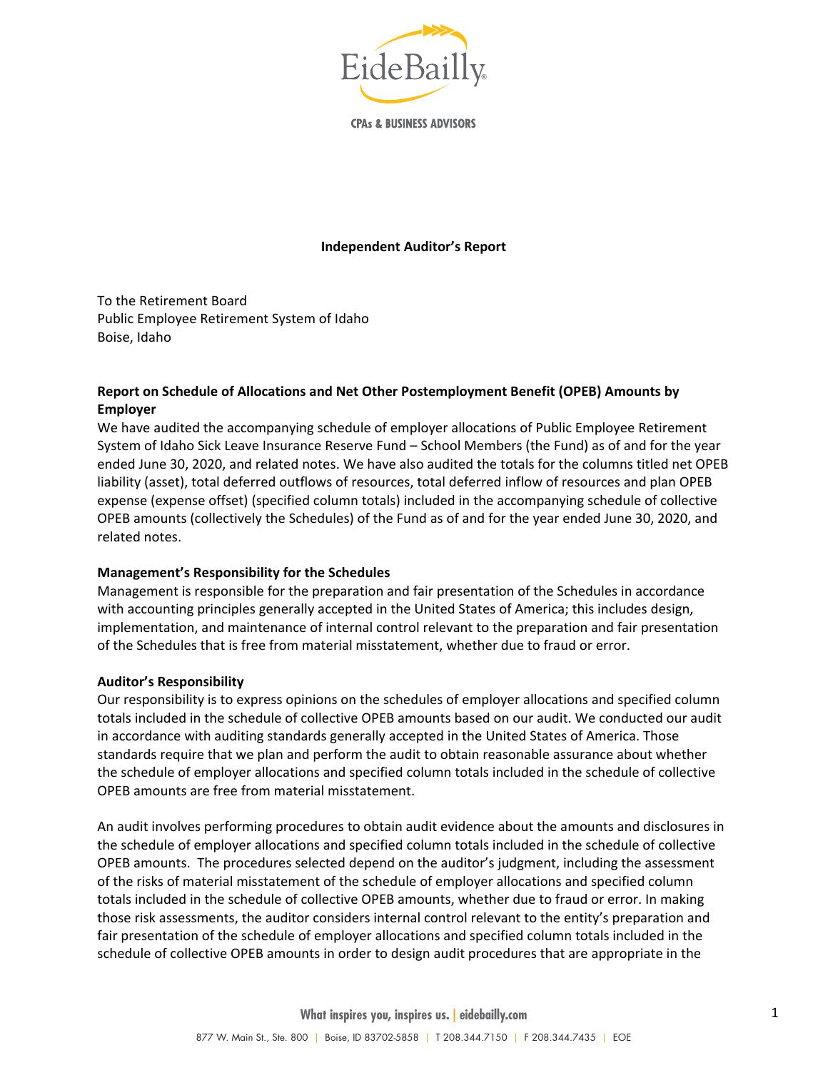**Independent Auditor's Report**

To the Retirement Board
Public Employee Retirement System of Idaho
Boise, Idaho

**Report on Schedule of Allocations and Net Other Postemployment Benefit (OPEB) Amounts by Employer**

We have audited the accompanying schedule of employer allocations of Public Employee Retirement System of Idaho Sick Leave Insurance Reserve Fund – School Members (the Fund) as of and for the year ended June 30, 2020, and related notes. We have also audited the totals for the columns titled net OPEB liability (asset), total deferred outflows of resources, total deferred inflow of resources and plan OPEB expense (expense offset) (specified column totals) included in the accompanying schedule of collective OPEB amounts (collectively the Schedules) of the Fund as of and for the year ended June 30, 2020, and related notes.

**Management's Responsibility for the Schedules**

Management is responsible for the preparation and fair presentation of the Schedules in accordance with accounting principles generally accepted in the United States of America; this includes design, implementation, and maintenance of internal control relevant to the preparation and fair presentation of the Schedules that is free from material misstatement, whether due to fraud or error.

**Auditor's Responsibility**

Our responsibility is to express opinions on the schedules of employer allocations and specified column totals included in the schedule of collective OPEB amounts based on our audit. We conducted our audit in accordance with auditing standards generally accepted in the United States of America. Those standards require that we plan and perform the audit to obtain reasonable assurance about whether the schedule of employer allocations and specified column totals included in the schedule of collective OPEB amounts are free from material misstatement.

An audit involves performing procedures to obtain audit evidence about the amounts and disclosures in the schedule of employer allocations and specified column totals included in the schedule of collective OPEB amounts. The procedures selected depend on the auditor's judgment, including the assessment of the risks of material misstatement of the schedule of employer allocations and specified column totals included in the schedule of collective OPEB amounts, whether due to fraud or error. In making those risk assessments, the auditor considers internal control relevant to the entity's preparation and fair presentation of the schedule of employer allocations and specified column totals included in the schedule of collective OPEB amounts in order to design audit procedures that are appropriate in the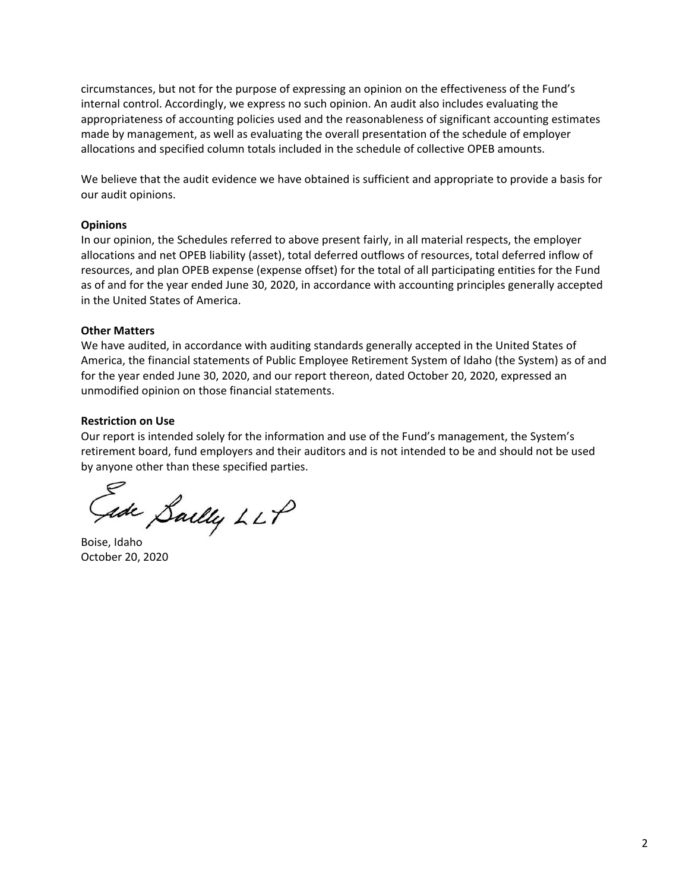circumstances, but not for the purpose of expressing an opinion on the effectiveness of the Fund's internal control. Accordingly, we express no such opinion. An audit also includes evaluating the appropriateness of accounting policies used and the reasonableness of significant accounting estimates made by management, as well as evaluating the overall presentation of the schedule of employer allocations and specified column totals included in the schedule of collective OPEB amounts.

We believe that the audit evidence we have obtained is sufficient and appropriate to provide a basis for our audit opinions.

**Opinions**

In our opinion, the Schedules referred to above present fairly, in all material respects, the employer allocations and net OPEB liability (asset), total deferred outflows of resources, total deferred inflow of resources, and plan OPEB expense (expense offset) for the total of all participating entities for the Fund as of and for the year ended June 30, 2020, in accordance with accounting principles generally accepted in the United States of America.

**Other Matters**

We have audited, in accordance with auditing standards generally accepted in the United States of America, the financial statements of Public Employee Retirement System of Idaho (the System) as of and for the year ended June 30, 2020, and our report thereon, dated October 20, 2020, expressed an unmodified opinion on those financial statements.

**Restriction on Use**

Our report is intended solely for the information and use of the Fund's management, the System's retirement board, fund employers and their auditors and is not intended to be and should not be used by anyone other than these specified parties.

Eide Bailly LLP

Boise, Idaho
October 20, 2020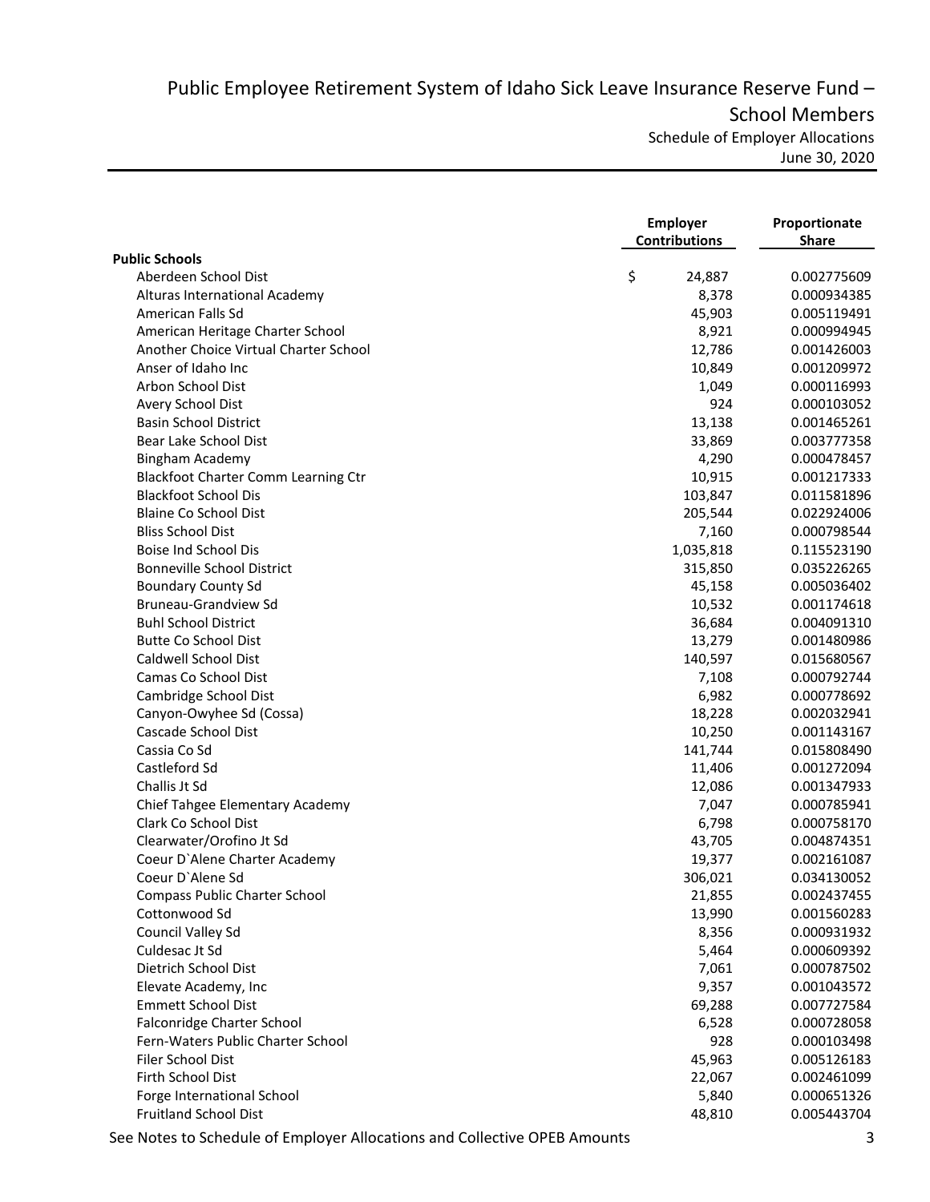# Public Employee Retirement System of Idaho Sick Leave Insurance Reserve Fund – School Members

Schedule of Employer Allocations

June 30, 2020

| | Employer Contributions | Proportionate Share |
|---|---|---|
| **Public Schools** | | |
| Aberdeen School Dist | $ 24,887 | 0.002775609 |
| Alturas International Academy | 8,378 | 0.000934385 |
| American Falls Sd | 45,903 | 0.005119491 |
| American Heritage Charter School | 8,921 | 0.000994945 |
| Another Choice Virtual Charter School | 12,786 | 0.001426003 |
| Anser of Idaho Inc | 10,849 | 0.001209972 |
| Arbon School Dist | 1,049 | 0.000116993 |
| Avery School Dist | 924 | 0.000103052 |
| Basin School District | 13,138 | 0.001465261 |
| Bear Lake School Dist | 33,869 | 0.003777358 |
| Bingham Academy | 4,290 | 0.000478457 |
| Blackfoot Charter Comm Learning Ctr | 10,915 | 0.001217333 |
| Blackfoot School Dis | 103,847 | 0.011581896 |
| Blaine Co School Dist | 205,544 | 0.022924006 |
| Bliss School Dist | 7,160 | 0.000798544 |
| Boise Ind School Dis | 1,035,818 | 0.115523190 |
| Bonneville School District | 315,850 | 0.035226265 |
| Boundary County Sd | 45,158 | 0.005036402 |
| Bruneau-Grandview Sd | 10,532 | 0.001174618 |
| Buhl School District | 36,684 | 0.004091310 |
| Butte Co School Dist | 13,279 | 0.001480986 |
| Caldwell School Dist | 140,597 | 0.015680567 |
| Camas Co School Dist | 7,108 | 0.000792744 |
| Cambridge School Dist | 6,982 | 0.000778692 |
| Canyon-Owyhee Sd (Cossa) | 18,228 | 0.002032941 |
| Cascade School Dist | 10,250 | 0.001143167 |
| Cassia Co Sd | 141,744 | 0.015808490 |
| Castleford Sd | 11,406 | 0.001272094 |
| Challis Jt Sd | 12,086 | 0.001347933 |
| Chief Tahgee Elementary Academy | 7,047 | 0.000785941 |
| Clark Co School Dist | 6,798 | 0.000758170 |
| Clearwater/Orofino Jt Sd | 43,705 | 0.004874351 |
| Coeur D`Alene Charter Academy | 19,377 | 0.002161087 |
| Coeur D`Alene Sd | 306,021 | 0.034130052 |
| Compass Public Charter School | 21,855 | 0.002437455 |
| Cottonwood Sd | 13,990 | 0.001560283 |
| Council Valley Sd | 8,356 | 0.000931932 |
| Culdesac Jt Sd | 5,464 | 0.000609392 |
| Dietrich School Dist | 7,061 | 0.000787502 |
| Elevate Academy, Inc | 9,357 | 0.001043572 |
| Emmett School Dist | 69,288 | 0.007727584 |
| Falconridge Charter School | 6,528 | 0.000728058 |
| Fern-Waters Public Charter School | 928 | 0.000103498 |
| Filer School Dist | 45,963 | 0.005126183 |
| Firth School Dist | 22,067 | 0.002461099 |
| Forge International School | 5,840 | 0.000651326 |
| Fruitland School Dist | 48,810 | 0.005443704 |

See Notes to Schedule of Employer Allocations and Collective OPEB Amounts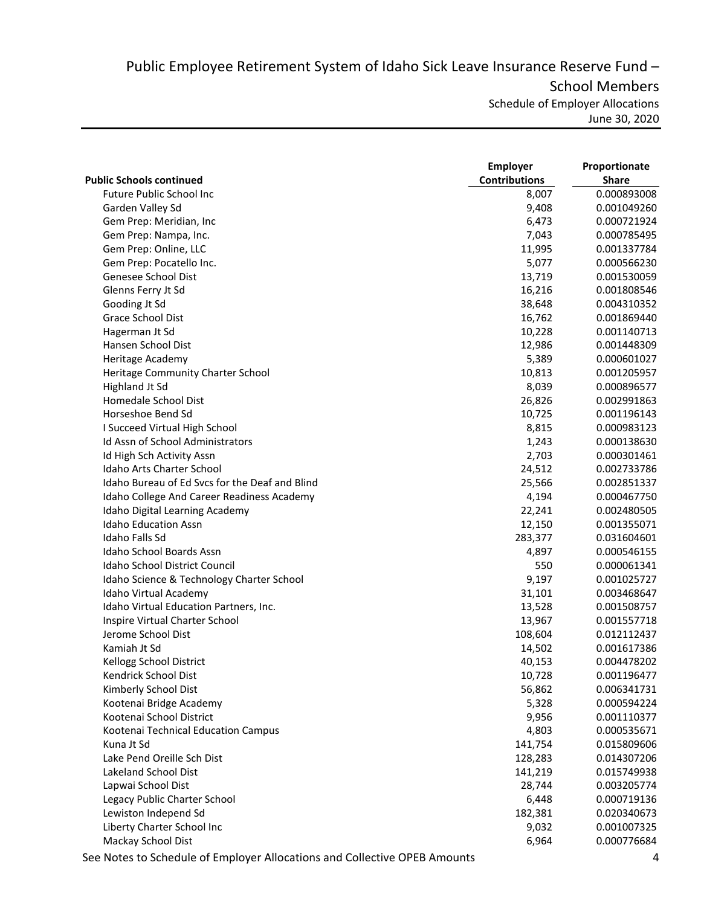# Public Employee Retirement System of Idaho Sick Leave Insurance Reserve Fund – School Members

Schedule of Employer Allocations

June 30, 2020

| Public Schools continued | Employer Contributions | Proportionate Share |
|---|---|---|
| Future Public School Inc | 8,007 | 0.000893008 |
| Garden Valley Sd | 9,408 | 0.001049260 |
| Gem Prep: Meridian, Inc | 6,473 | 0.000721924 |
| Gem Prep: Nampa, Inc. | 7,043 | 0.000785495 |
| Gem Prep: Online, LLC | 11,995 | 0.001337784 |
| Gem Prep: Pocatello Inc. | 5,077 | 0.000566230 |
| Genesee School Dist | 13,719 | 0.001530059 |
| Glenns Ferry Jt Sd | 16,216 | 0.001808546 |
| Gooding Jt Sd | 38,648 | 0.004310352 |
| Grace School Dist | 16,762 | 0.001869440 |
| Hagerman Jt Sd | 10,228 | 0.001140713 |
| Hansen School Dist | 12,986 | 0.001448309 |
| Heritage Academy | 5,389 | 0.000601027 |
| Heritage Community Charter School | 10,813 | 0.001205957 |
| Highland Jt Sd | 8,039 | 0.000896577 |
| Homedale School Dist | 26,826 | 0.002991863 |
| Horseshoe Bend Sd | 10,725 | 0.001196143 |
| I Succeed Virtual High School | 8,815 | 0.000983123 |
| Id Assn of School Administrators | 1,243 | 0.000138630 |
| Id High Sch Activity Assn | 2,703 | 0.000301461 |
| Idaho Arts Charter School | 24,512 | 0.002733786 |
| Idaho Bureau of Ed Svcs for the Deaf and Blind | 25,566 | 0.002851337 |
| Idaho College And Career Readiness Academy | 4,194 | 0.000467750 |
| Idaho Digital Learning Academy | 22,241 | 0.002480505 |
| Idaho Education Assn | 12,150 | 0.001355071 |
| Idaho Falls Sd | 283,377 | 0.031604601 |
| Idaho School Boards Assn | 4,897 | 0.000546155 |
| Idaho School District Council | 550 | 0.000061341 |
| Idaho Science & Technology Charter School | 9,197 | 0.001025727 |
| Idaho Virtual Academy | 31,101 | 0.003468647 |
| Idaho Virtual Education Partners, Inc. | 13,528 | 0.001508757 |
| Inspire Virtual Charter School | 13,967 | 0.001557718 |
| Jerome School Dist | 108,604 | 0.012112437 |
| Kamiah Jt Sd | 14,502 | 0.001617386 |
| Kellogg School District | 40,153 | 0.004478202 |
| Kendrick School Dist | 10,728 | 0.001196477 |
| Kimberly School Dist | 56,862 | 0.006341731 |
| Kootenai Bridge Academy | 5,328 | 0.000594224 |
| Kootenai School District | 9,956 | 0.001110377 |
| Kootenai Technical Education Campus | 4,803 | 0.000535671 |
| Kuna Jt Sd | 141,754 | 0.015809606 |
| Lake Pend Oreille Sch Dist | 128,283 | 0.014307206 |
| Lakeland School Dist | 141,219 | 0.015749938 |
| Lapwai School Dist | 28,744 | 0.003205774 |
| Legacy Public Charter School | 6,448 | 0.000719136 |
| Lewiston Independ Sd | 182,381 | 0.020340673 |
| Liberty Charter School Inc | 9,032 | 0.001007325 |
| Mackay School Dist | 6,964 | 0.000776684 |

See Notes to Schedule of Employer Allocations and Collective OPEB Amounts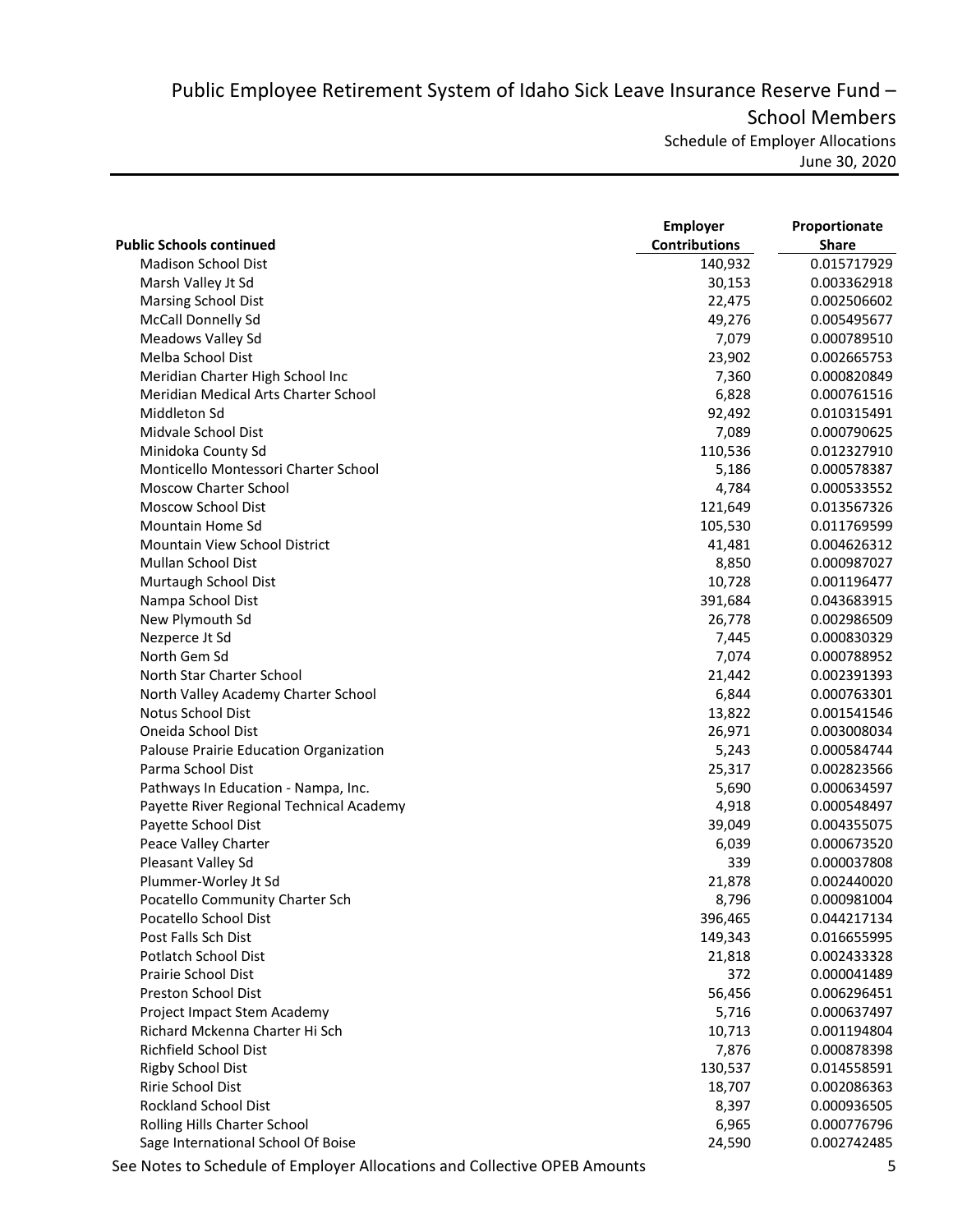# Public Employee Retirement System of Idaho Sick Leave Insurance Reserve Fund – School Members

Schedule of Employer Allocations

June 30, 2020

| Public Schools continued | Employer Contributions | Proportionate Share |
|---|---|---|
| Madison School Dist | 140,932 | 0.015717929 |
| Marsh Valley Jt Sd | 30,153 | 0.003362918 |
| Marsing School Dist | 22,475 | 0.002506602 |
| McCall Donnelly Sd | 49,276 | 0.005495677 |
| Meadows Valley Sd | 7,079 | 0.000789510 |
| Melba School Dist | 23,902 | 0.002665753 |
| Meridian Charter High School Inc | 7,360 | 0.000820849 |
| Meridian Medical Arts Charter School | 6,828 | 0.000761516 |
| Middleton Sd | 92,492 | 0.010315491 |
| Midvale School Dist | 7,089 | 0.000790625 |
| Minidoka County Sd | 110,536 | 0.012327910 |
| Monticello Montessori Charter School | 5,186 | 0.000578387 |
| Moscow Charter School | 4,784 | 0.000533552 |
| Moscow School Dist | 121,649 | 0.013567326 |
| Mountain Home Sd | 105,530 | 0.011769599 |
| Mountain View School District | 41,481 | 0.004626312 |
| Mullan School Dist | 8,850 | 0.000987027 |
| Murtaugh School Dist | 10,728 | 0.001196477 |
| Nampa School Dist | 391,684 | 0.043683915 |
| New Plymouth Sd | 26,778 | 0.002986509 |
| Nezperce Jt Sd | 7,445 | 0.000830329 |
| North Gem Sd | 7,074 | 0.000788952 |
| North Star Charter School | 21,442 | 0.002391393 |
| North Valley Academy Charter School | 6,844 | 0.000763301 |
| Notus School Dist | 13,822 | 0.001541546 |
| Oneida School Dist | 26,971 | 0.003008034 |
| Palouse Prairie Education Organization | 5,243 | 0.000584744 |
| Parma School Dist | 25,317 | 0.002823566 |
| Pathways In Education - Nampa, Inc. | 5,690 | 0.000634597 |
| Payette River Regional Technical Academy | 4,918 | 0.000548497 |
| Payette School Dist | 39,049 | 0.004355075 |
| Peace Valley Charter | 6,039 | 0.000673520 |
| Pleasant Valley Sd | 339 | 0.000037808 |
| Plummer-Worley Jt Sd | 21,878 | 0.002440020 |
| Pocatello Community Charter Sch | 8,796 | 0.000981004 |
| Pocatello School Dist | 396,465 | 0.044217134 |
| Post Falls Sch Dist | 149,343 | 0.016655995 |
| Potlatch School Dist | 21,818 | 0.002433328 |
| Prairie School Dist | 372 | 0.000041489 |
| Preston School Dist | 56,456 | 0.006296451 |
| Project Impact Stem Academy | 5,716 | 0.000637497 |
| Richard Mckenna Charter Hi Sch | 10,713 | 0.001194804 |
| Richfield School Dist | 7,876 | 0.000878398 |
| Rigby School Dist | 130,537 | 0.014558591 |
| Ririe School Dist | 18,707 | 0.002086363 |
| Rockland School Dist | 8,397 | 0.000936505 |
| Rolling Hills Charter School | 6,965 | 0.000776796 |
| Sage International School Of Boise | 24,590 | 0.002742485 |

See Notes to Schedule of Employer Allocations and Collective OPEB Amounts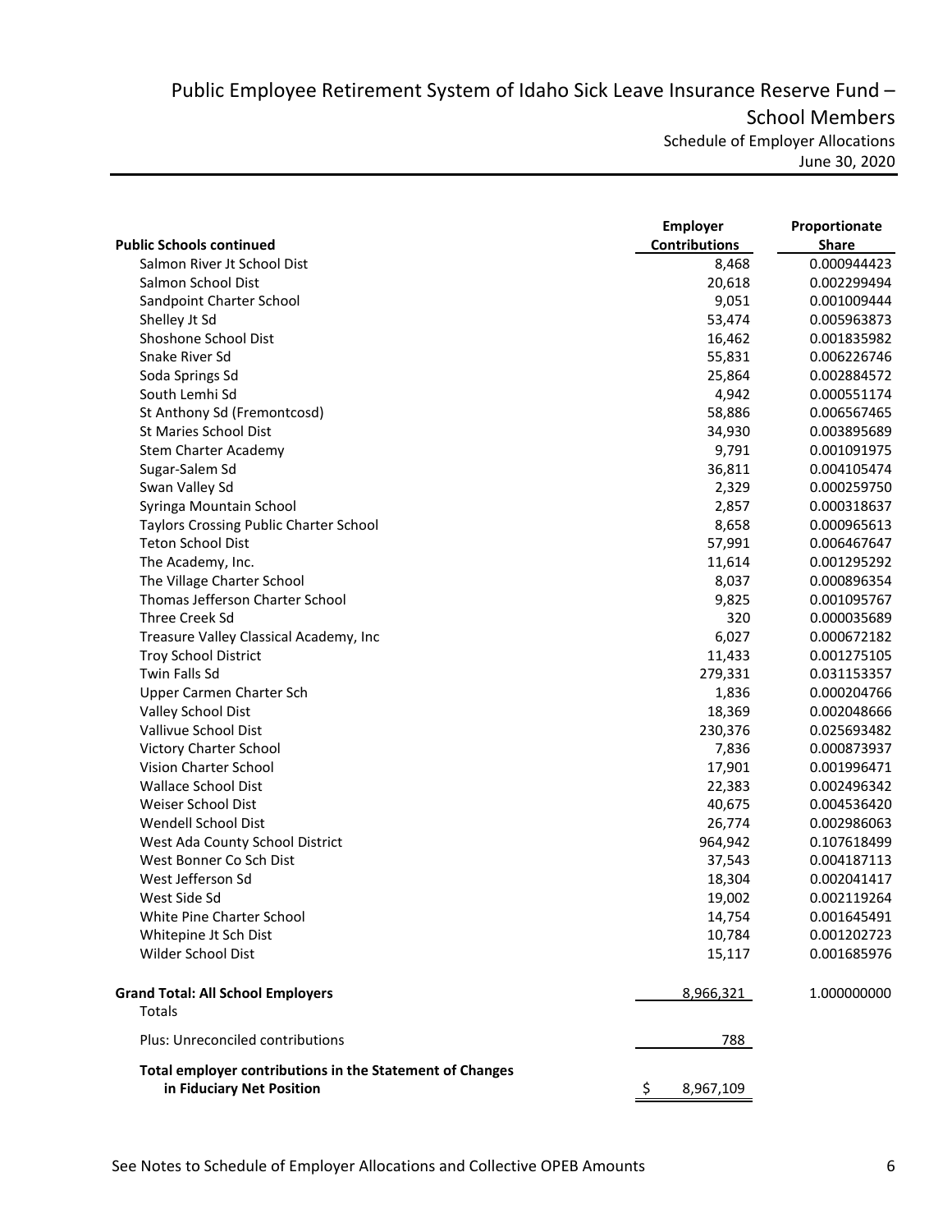# Public Employee Retirement System of Idaho Sick Leave Insurance Reserve Fund – School Members

Schedule of Employer Allocations
June 30, 2020

| Public Schools continued | Employer Contributions | Proportionate Share |
|---|---|---|
| Salmon River Jt School Dist | 8,468 | 0.000944423 |
| Salmon School Dist | 20,618 | 0.002299494 |
| Sandpoint Charter School | 9,051 | 0.001009444 |
| Shelley Jt Sd | 53,474 | 0.005963873 |
| Shoshone School Dist | 16,462 | 0.001835982 |
| Snake River Sd | 55,831 | 0.006226746 |
| Soda Springs Sd | 25,864 | 0.002884572 |
| South Lemhi Sd | 4,942 | 0.000551174 |
| St Anthony Sd (Fremontcosd) | 58,886 | 0.006567465 |
| St Maries School Dist | 34,930 | 0.003895689 |
| Stem Charter Academy | 9,791 | 0.001091975 |
| Sugar-Salem Sd | 36,811 | 0.004105474 |
| Swan Valley Sd | 2,329 | 0.000259750 |
| Syringa Mountain School | 2,857 | 0.000318637 |
| Taylors Crossing Public Charter School | 8,658 | 0.000965613 |
| Teton School Dist | 57,991 | 0.006467647 |
| The Academy, Inc. | 11,614 | 0.001295292 |
| The Village Charter School | 8,037 | 0.000896354 |
| Thomas Jefferson Charter School | 9,825 | 0.001095767 |
| Three Creek Sd | 320 | 0.000035689 |
| Treasure Valley Classical Academy, Inc | 6,027 | 0.000672182 |
| Troy School District | 11,433 | 0.001275105 |
| Twin Falls Sd | 279,331 | 0.031153357 |
| Upper Carmen Charter Sch | 1,836 | 0.000204766 |
| Valley School Dist | 18,369 | 0.002048666 |
| Vallivue School Dist | 230,376 | 0.025693482 |
| Victory Charter School | 7,836 | 0.000873937 |
| Vision Charter School | 17,901 | 0.001996471 |
| Wallace School Dist | 22,383 | 0.002496342 |
| Weiser School Dist | 40,675 | 0.004536420 |
| Wendell School Dist | 26,774 | 0.002986063 |
| West Ada County School District | 964,942 | 0.107618499 |
| West Bonner Co Sch Dist | 37,543 | 0.004187113 |
| West Jefferson Sd | 18,304 | 0.002041417 |
| West Side Sd | 19,002 | 0.002119264 |
| White Pine Charter School | 14,754 | 0.001645491 |
| Whitepine Jt Sch Dist | 10,784 | 0.001202723 |
| Wilder School Dist | 15,117 | 0.001685976 |
| **Grand Total: All School Employers** | 8,966,321 | 1.000000000 |
| Totals | | |
| Plus: Unreconciled contributions | 788 | |
| **Total employer contributions in the Statement of Changes in Fiduciary Net Position** | $ 8,967,109 | |

See Notes to Schedule of Employer Allocations and Collective OPEB Amounts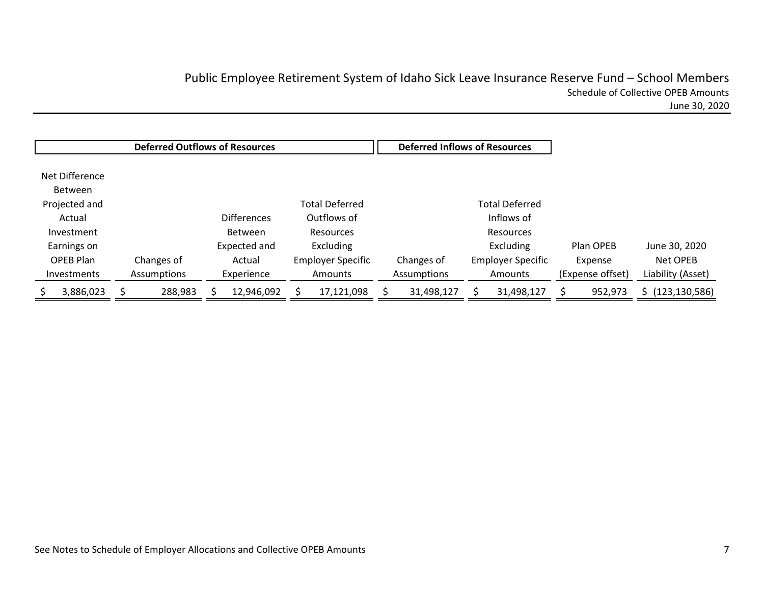# Public Employee Retirement System of Idaho Sick Leave Insurance Reserve Fund – School Members

## Schedule of Collective OPEB Amounts

June 30, 2020

| Deferred Outflows of Resources | | | | Deferred Inflows of Resources | | | |
|---|---|---|---|---|---|---|---|
| Net Difference Between Projected and Actual Investment Earnings on OPEB Plan Investments | Changes of Assumptions | Differences Between Expected and Actual Experience | Total Deferred Outflows of Resources Excluding Employer Specific Amounts | Changes of Assumptions | Total Deferred Inflows of Resources Excluding Employer Specific Amounts | Plan OPEB Expense (Expense offset) | June 30, 2020 Net OPEB Liability (Asset) |
| $ 3,886,023 | $ 288,983 | $ 12,946,092 | $ 17,121,098 | $ 31,498,127 | $ 31,498,127 | $ 952,973 | $ (123,130,586) |

See Notes to Schedule of Employer Allocations and Collective OPEB Amounts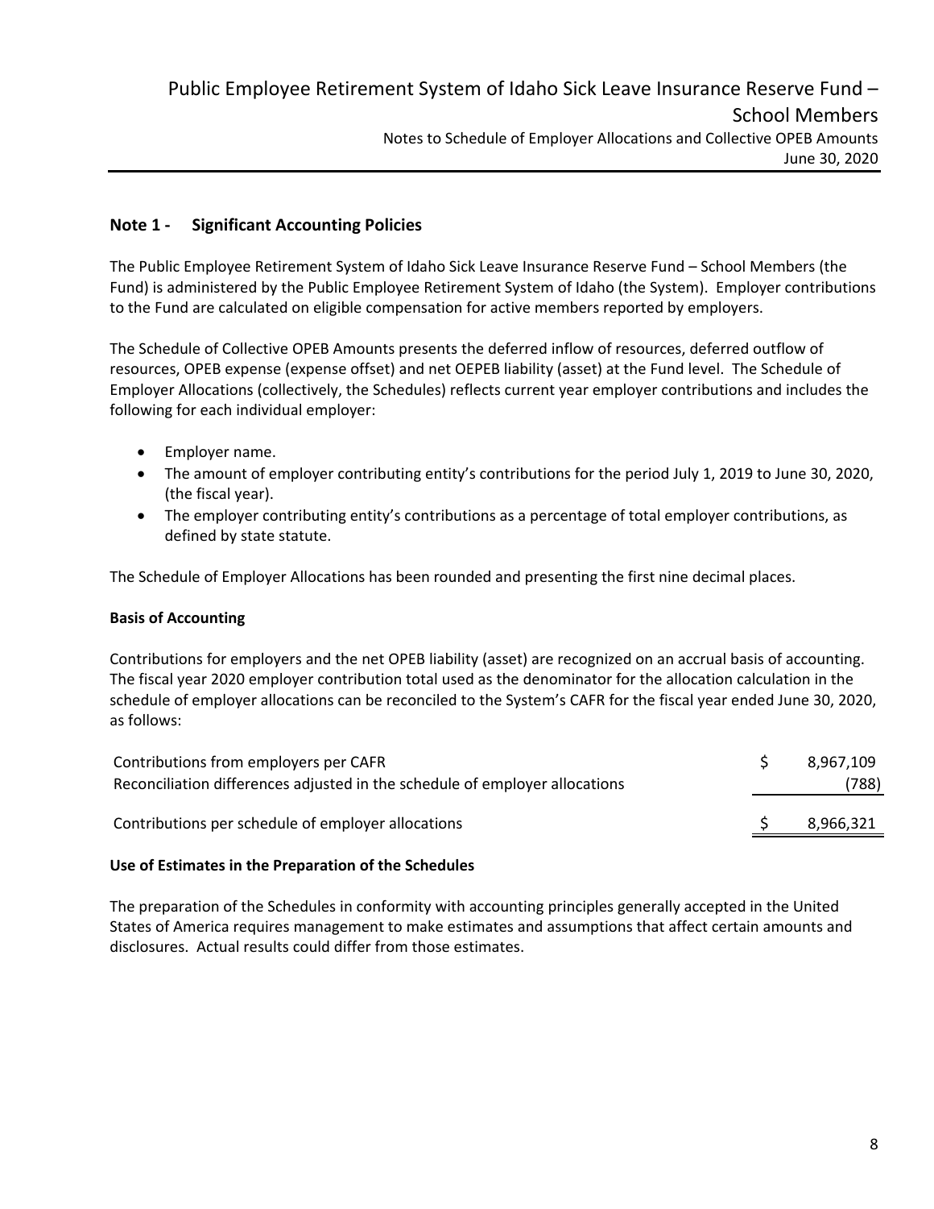# Public Employee Retirement System of Idaho Sick Leave Insurance Reserve Fund – School Members

Notes to Schedule of Employer Allocations and Collective OPEB Amounts
June 30, 2020

## Note 1 - Significant Accounting Policies

The Public Employee Retirement System of Idaho Sick Leave Insurance Reserve Fund – School Members (the Fund) is administered by the Public Employee Retirement System of Idaho (the System). Employer contributions to the Fund are calculated on eligible compensation for active members reported by employers.

The Schedule of Collective OPEB Amounts presents the deferred inflow of resources, deferred outflow of resources, OPEB expense (expense offset) and net OEPEB liability (asset) at the Fund level. The Schedule of Employer Allocations (collectively, the Schedules) reflects current year employer contributions and includes the following for each individual employer:

- Employer name.
- The amount of employer contributing entity's contributions for the period July 1, 2019 to June 30, 2020, (the fiscal year).
- The employer contributing entity's contributions as a percentage of total employer contributions, as defined by state statute.

The Schedule of Employer Allocations has been rounded and presenting the first nine decimal places.

### Basis of Accounting

Contributions for employers and the net OPEB liability (asset) are recognized on an accrual basis of accounting. The fiscal year 2020 employer contribution total used as the denominator for the allocation calculation in the schedule of employer allocations can be reconciled to the System's CAFR for the fiscal year ended June 30, 2020, as follows:

| | |
|---|---|
| Contributions from employers per CAFR | $ 8,967,109 |
| Reconciliation differences adjusted in the schedule of employer allocations | (788) |
| Contributions per schedule of employer allocations | $ 8,966,321 |

### Use of Estimates in the Preparation of the Schedules

The preparation of the Schedules in conformity with accounting principles generally accepted in the United States of America requires management to make estimates and assumptions that affect certain amounts and disclosures. Actual results could differ from those estimates.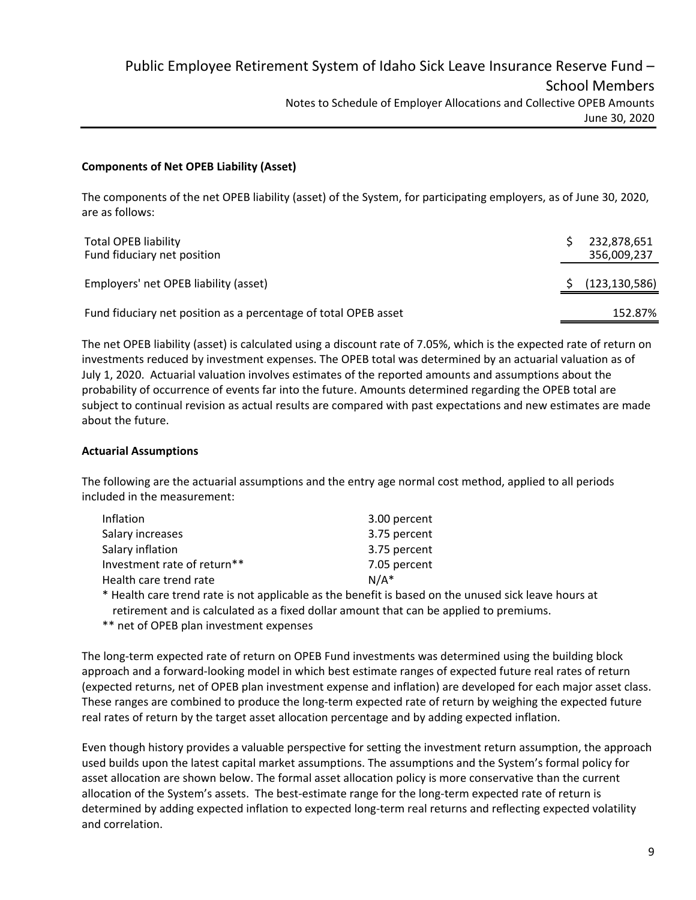**Components of Net OPEB Liability (Asset)**

The components of the net OPEB liability (asset) of the System, for participating employers, as of June 30, 2020, are as follows:

| | |
|---|---|
| Total OPEB liability | $ 232,878,651 |
| Fund fiduciary net position | 356,009,237 |
| Employers' net OPEB liability (asset) | $ (123,130,586) |
| Fund fiduciary net position as a percentage of total OPEB asset | 152.87% |

The net OPEB liability (asset) is calculated using a discount rate of 7.05%, which is the expected rate of return on investments reduced by investment expenses. The OPEB total was determined by an actuarial valuation as of July 1, 2020. Actuarial valuation involves estimates of the reported amounts and assumptions about the probability of occurrence of events far into the future. Amounts determined regarding the OPEB total are subject to continual revision as actual results are compared with past expectations and new estimates are made about the future.

**Actuarial Assumptions**

The following are the actuarial assumptions and the entry age normal cost method, applied to all periods included in the measurement:

| | |
|---|---|
| Inflation | 3.00 percent |
| Salary increases | 3.75 percent |
| Salary inflation | 3.75 percent |
| Investment rate of return** | 7.05 percent |
| Health care trend rate | N/A* |

\* Health care trend rate is not applicable as the benefit is based on the unused sick leave hours at retirement and is calculated as a fixed dollar amount that can be applied to premiums.

** net of OPEB plan investment expenses

The long-term expected rate of return on OPEB Fund investments was determined using the building block approach and a forward-looking model in which best estimate ranges of expected future real rates of return (expected returns, net of OPEB plan investment expense and inflation) are developed for each major asset class. These ranges are combined to produce the long-term expected rate of return by weighing the expected future real rates of return by the target asset allocation percentage and by adding expected inflation.

Even though history provides a valuable perspective for setting the investment return assumption, the approach used builds upon the latest capital market assumptions. The assumptions and the System's formal policy for asset allocation are shown below. The formal asset allocation policy is more conservative than the current allocation of the System's assets. The best-estimate range for the long-term expected rate of return is determined by adding expected inflation to expected long-term real returns and reflecting expected volatility and correlation.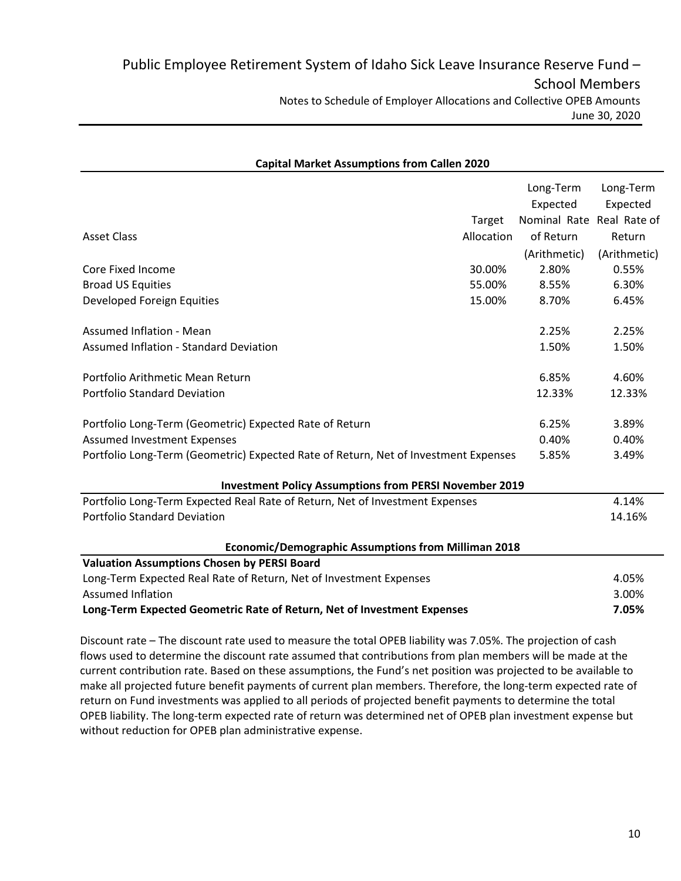**Capital Market Assumptions from Callen 2020**

| Asset Class | Target Allocation | Long-Term Expected Nominal Rate of Return (Arithmetic) | Long-Term Expected Real Rate of Return (Arithmetic) |
|---|---|---|---|
| Core Fixed Income | 30.00% | 2.80% | 0.55% |
| Broad US Equities | 55.00% | 8.55% | 6.30% |
| Developed Foreign Equities | 15.00% | 8.70% | 6.45% |
| | | | |
| Assumed Inflation - Mean | | 2.25% | 2.25% |
| Assumed Inflation - Standard Deviation | | 1.50% | 1.50% |
| | | | |
| Portfolio Arithmetic Mean Return | | 6.85% | 4.60% |
| Portfolio Standard Deviation | | 12.33% | 12.33% |
| | | | |
| Portfolio Long-Term (Geometric) Expected Rate of Return | | 6.25% | 3.89% |
| Assumed Investment Expenses | | 0.40% | 0.40% |
| Portfolio Long-Term (Geometric) Expected Rate of Return, Net of Investment Expenses | | 5.85% | 3.49% |

**Investment Policy Assumptions from PERSI November 2019**

| | |
|---|---|
| Portfolio Long-Term Expected Real Rate of Return, Net of Investment Expenses | 4.14% |
| Portfolio Standard Deviation | 14.16% |

**Economic/Demographic Assumptions from Milliman 2018**

| **Valuation Assumptions Chosen by PERSI Board** | |
|---|---|
| Long-Term Expected Real Rate of Return, Net of Investment Expenses | 4.05% |
| Assumed Inflation | 3.00% |
| **Long-Term Expected Geometric Rate of Return, Net of Investment Expenses** | **7.05%** |

Discount rate – The discount rate used to measure the total OPEB liability was 7.05%. The projection of cash flows used to determine the discount rate assumed that contributions from plan members will be made at the current contribution rate. Based on these assumptions, the Fund's net position was projected to be available to make all projected future benefit payments of current plan members. Therefore, the long-term expected rate of return on Fund investments was applied to all periods of projected benefit payments to determine the total OPEB liability. The long-term expected rate of return was determined net of OPEB plan investment expense but without reduction for OPEB plan administrative expense.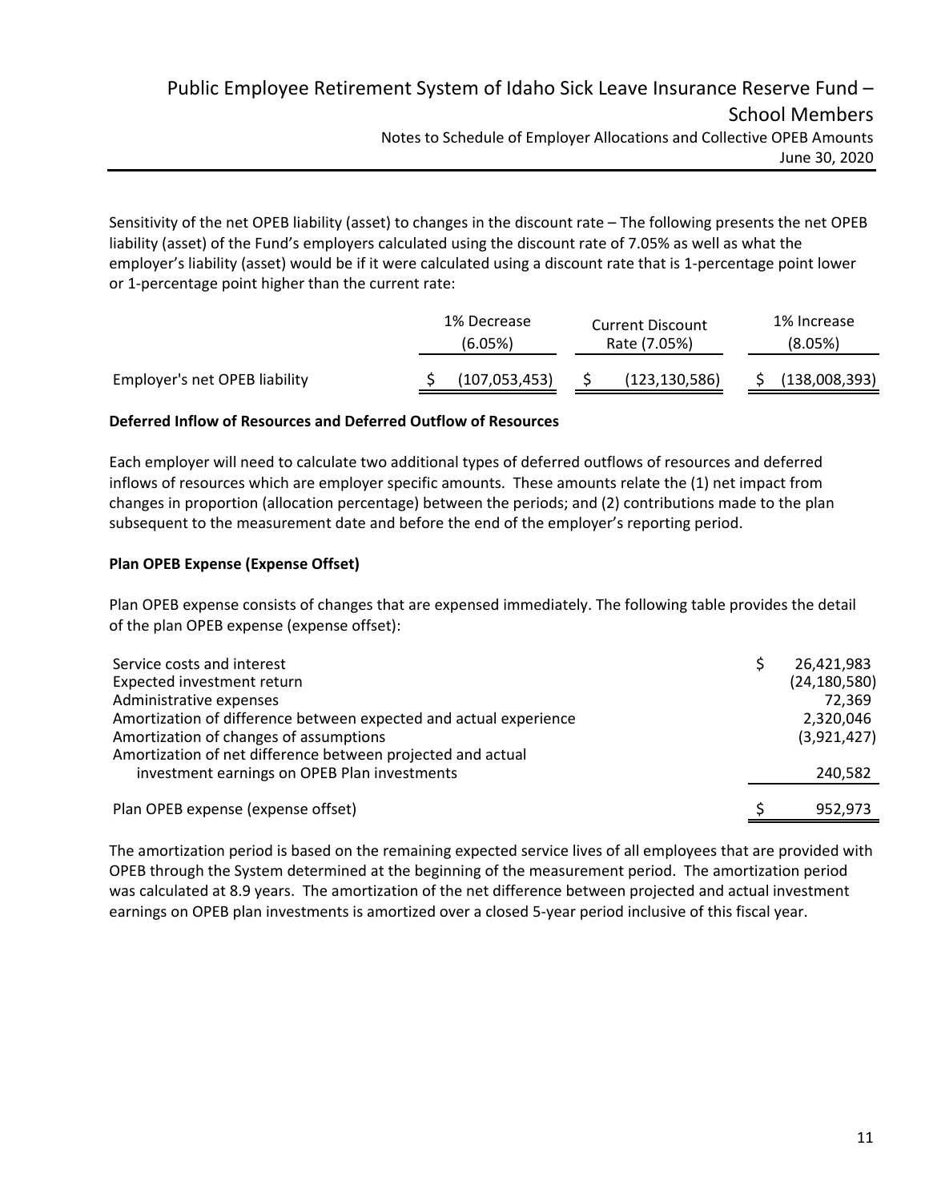Sensitivity of the net OPEB liability (asset) to changes in the discount rate – The following presents the net OPEB liability (asset) of the Fund's employers calculated using the discount rate of 7.05% as well as what the employer's liability (asset) would be if it were calculated using a discount rate that is 1-percentage point lower or 1-percentage point higher than the current rate:

| | 1% Decrease (6.05%) | Current Discount Rate (7.05%) | 1% Increase (8.05%) |
|---|---|---|---|
| Employer's net OPEB liability | $ (107,053,453) | $ (123,130,586) | $ (138,008,393) |

**Deferred Inflow of Resources and Deferred Outflow of Resources**

Each employer will need to calculate two additional types of deferred outflows of resources and deferred inflows of resources which are employer specific amounts. These amounts relate the (1) net impact from changes in proportion (allocation percentage) between the periods; and (2) contributions made to the plan subsequent to the measurement date and before the end of the employer's reporting period.

**Plan OPEB Expense (Expense Offset)**

Plan OPEB expense consists of changes that are expensed immediately. The following table provides the detail of the plan OPEB expense (expense offset):

| | |
|---|---|
| Service costs and interest | $ 26,421,983 |
| Expected investment return | (24,180,580) |
| Administrative expenses | 72,369 |
| Amortization of difference between expected and actual experience | 2,320,046 |
| Amortization of changes of assumptions | (3,921,427) |
| Amortization of net difference between projected and actual investment earnings on OPEB Plan investments | 240,582 |
| Plan OPEB expense (expense offset) | $ 952,973 |

The amortization period is based on the remaining expected service lives of all employees that are provided with OPEB through the System determined at the beginning of the measurement period. The amortization period was calculated at 8.9 years. The amortization of the net difference between projected and actual investment earnings on OPEB plan investments is amortized over a closed 5-year period inclusive of this fiscal year.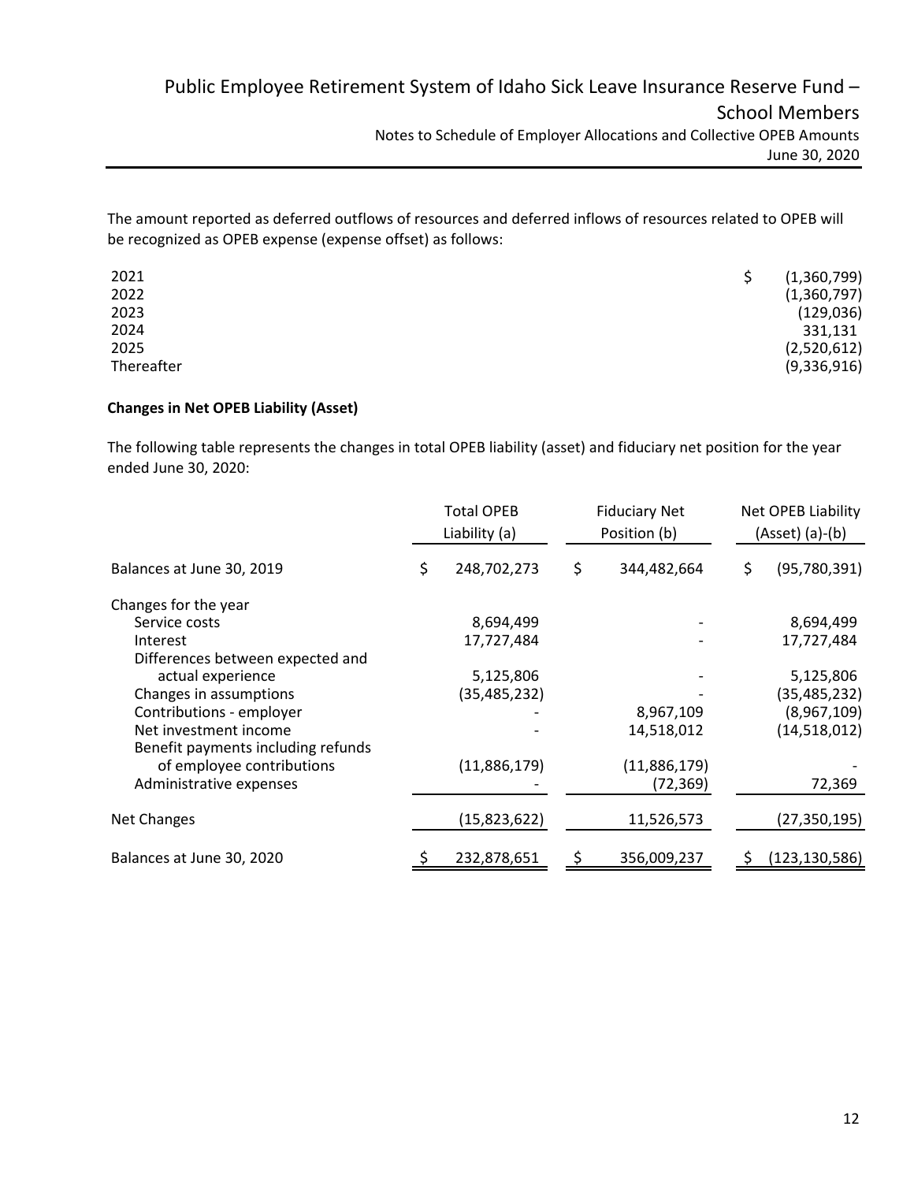The amount reported as deferred outflows of resources and deferred inflows of resources related to OPEB will be recognized as OPEB expense (expense offset) as follows:

| | |
|---|---|
| 2021 | $ (1,360,799) |
| 2022 | (1,360,797) |
| 2023 | (129,036) |
| 2024 | 331,131 |
| 2025 | (2,520,612) |
| Thereafter | (9,336,916) |

**Changes in Net OPEB Liability (Asset)**

The following table represents the changes in total OPEB liability (asset) and fiduciary net position for the year ended June 30, 2020:

| | Total OPEB Liability (a) | Fiduciary Net Position (b) | Net OPEB Liability (Asset) (a)-(b) |
|---|---|---|---|
| Balances at June 30, 2019 | $ 248,702,273 | $ 344,482,664 | $ (95,780,391) |
| Changes for the year | | | |
| Service costs | 8,694,499 | - | 8,694,499 |
| Interest | 17,727,484 | - | 17,727,484 |
| Differences between expected and actual experience | 5,125,806 | - | 5,125,806 |
| Changes in assumptions | (35,485,232) | - | (35,485,232) |
| Contributions - employer | - | 8,967,109 | (8,967,109) |
| Net investment income | - | 14,518,012 | (14,518,012) |
| Benefit payments including refunds of employee contributions | (11,886,179) | (11,886,179) | - |
| Administrative expenses | - | (72,369) | 72,369 |
| Net Changes | (15,823,622) | 11,526,573 | (27,350,195) |
| Balances at June 30, 2020 | $ 232,878,651 | $ 356,009,237 | $ (123,130,586) |